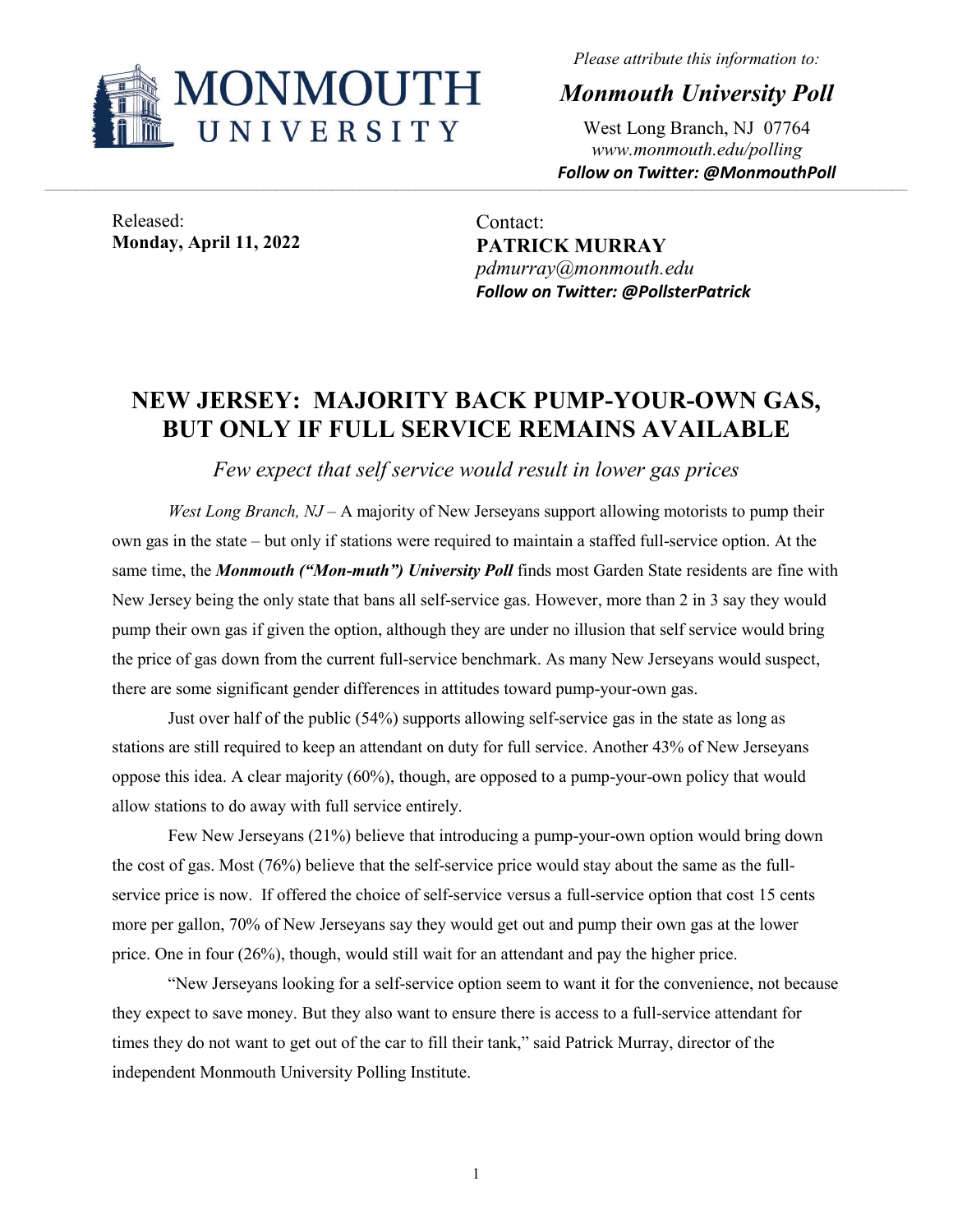MONMOUTH UNIVERSITY

*Please attribute this information to:*

***Monmouth University Poll***

West Long Branch, NJ 07764
*www.monmouth.edu/polling*
***Follow on Twitter: @MonmouthPoll***

Released:
**Monday, April 11, 2022**

Contact:
**PATRICK MURRAY**
*pdmurray@monmouth.edu*
***Follow on Twitter: @PollsterPatrick***

# NEW JERSEY: MAJORITY BACK PUMP-YOUR-OWN GAS, BUT ONLY IF FULL SERVICE REMAINS AVAILABLE

*Few expect that self service would result in lower gas prices*

*West Long Branch, NJ* – A majority of New Jerseyans support allowing motorists to pump their own gas in the state – but only if stations were required to maintain a staffed full-service option. At the same time, the ***Monmouth ("Mon-muth") University Poll*** finds most Garden State residents are fine with New Jersey being the only state that bans all self-service gas. However, more than 2 in 3 say they would pump their own gas if given the option, although they are under no illusion that self service would bring the price of gas down from the current full-service benchmark. As many New Jerseyans would suspect, there are some significant gender differences in attitudes toward pump-your-own gas.

Just over half of the public (54%) supports allowing self-service gas in the state as long as stations are still required to keep an attendant on duty for full service. Another 43% of New Jerseyans oppose this idea. A clear majority (60%), though, are opposed to a pump-your-own policy that would allow stations to do away with full service entirely.

Few New Jerseyans (21%) believe that introducing a pump-your-own option would bring down the cost of gas. Most (76%) believe that the self-service price would stay about the same as the full-service price is now. If offered the choice of self-service versus a full-service option that cost 15 cents more per gallon, 70% of New Jerseyans say they would get out and pump their own gas at the lower price. One in four (26%), though, would still wait for an attendant and pay the higher price.

"New Jerseyans looking for a self-service option seem to want it for the convenience, not because they expect to save money. But they also want to ensure there is access to a full-service attendant for times they do not want to get out of the car to fill their tank," said Patrick Murray, director of the independent Monmouth University Polling Institute.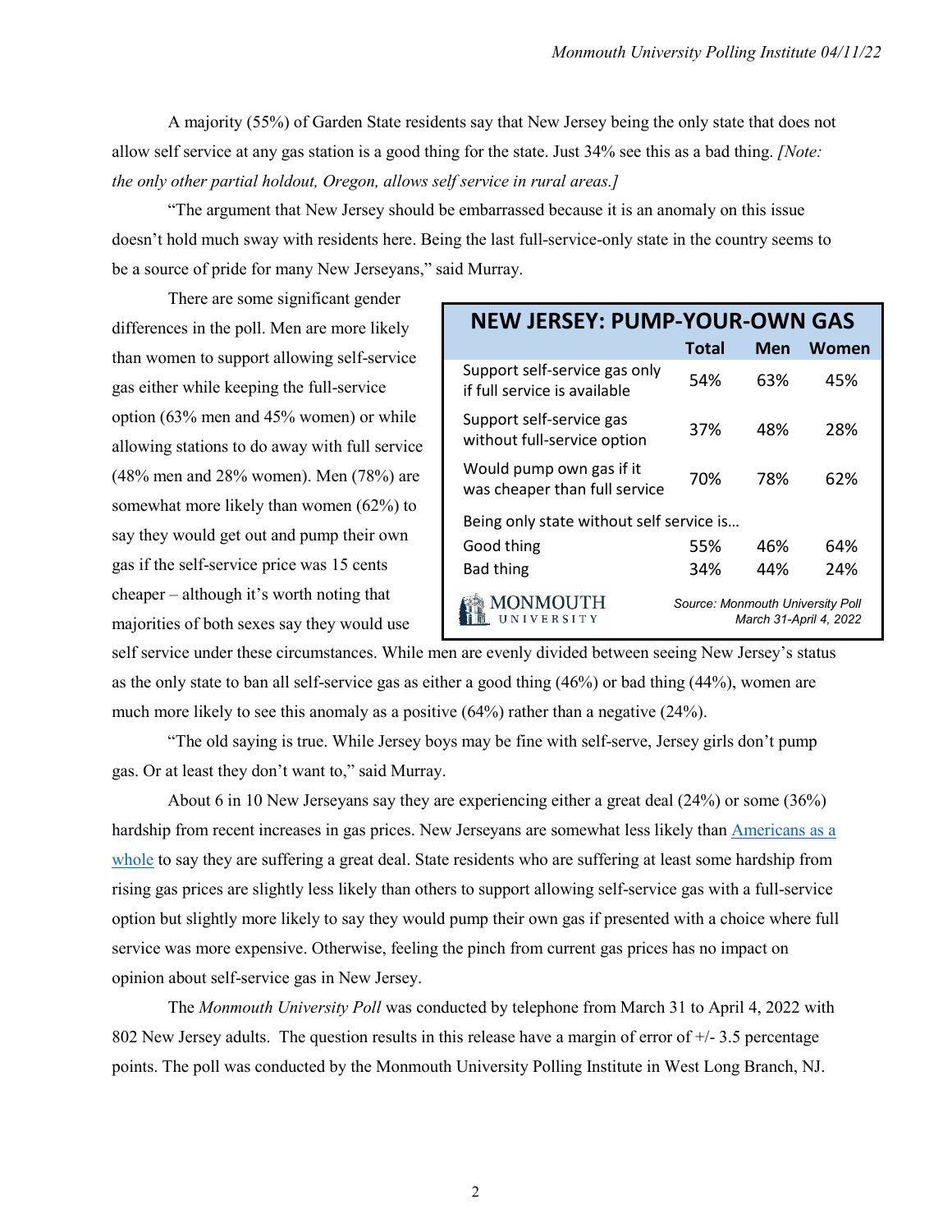A majority (55%) of Garden State residents say that New Jersey being the only state that does not allow self service at any gas station is a good thing for the state. Just 34% see this as a bad thing. *[Note: the only other partial holdout, Oregon, allows self service in rural areas.]*

"The argument that New Jersey should be embarrassed because it is an anomaly on this issue doesn't hold much sway with residents here. Being the last full-service-only state in the country seems to be a source of pride for many New Jerseyans," said Murray.

There are some significant gender differences in the poll. Men are more likely than women to support allowing self-service gas either while keeping the full-service option (63% men and 45% women) or while allowing stations to do away with full service (48% men and 28% women). Men (78%) are somewhat more likely than women (62%) to say they would get out and pump their own gas if the self-service price was 15 cents cheaper – although it's worth noting that majorities of both sexes say they would use self service under these circumstances. While men are evenly divided between seeing New Jersey's status as the only state to ban all self-service gas as either a good thing (46%) or bad thing (44%), women are much more likely to see this anomaly as a positive (64%) rather than a negative (24%).

**NEW JERSEY: PUMP-YOUR-OWN GAS**

| | Total | Men | Women |
|---|---|---|---|
| Support self-service gas only if full service is available | 54% | 63% | 45% |
| Support self-service gas without full-service option | 37% | 48% | 28% |
| Would pump own gas if it was cheaper than full service | 70% | 78% | 62% |
| Being only state without self service is… | | | |
| Good thing | 55% | 46% | 64% |
| Bad thing | 34% | 44% | 24% |

MONMOUTH UNIVERSITY — *Source: Monmouth University Poll March 31-April 4, 2022*

"The old saying is true. While Jersey boys may be fine with self-serve, Jersey girls don't pump gas. Or at least they don't want to," said Murray.

About 6 in 10 New Jerseyans say they are experiencing either a great deal (24%) or some (36%) hardship from recent increases in gas prices. New Jerseyans are somewhat less likely than Americans as a whole to say they are suffering a great deal. State residents who are suffering at least some hardship from rising gas prices are slightly less likely than others to support allowing self-service gas with a full-service option but slightly more likely to say they would pump their own gas if presented with a choice where full service was more expensive. Otherwise, feeling the pinch from current gas prices has no impact on opinion about self-service gas in New Jersey.

The *Monmouth University Poll* was conducted by telephone from March 31 to April 4, 2022 with 802 New Jersey adults. The question results in this release have a margin of error of +/- 3.5 percentage points. The poll was conducted by the Monmouth University Polling Institute in West Long Branch, NJ.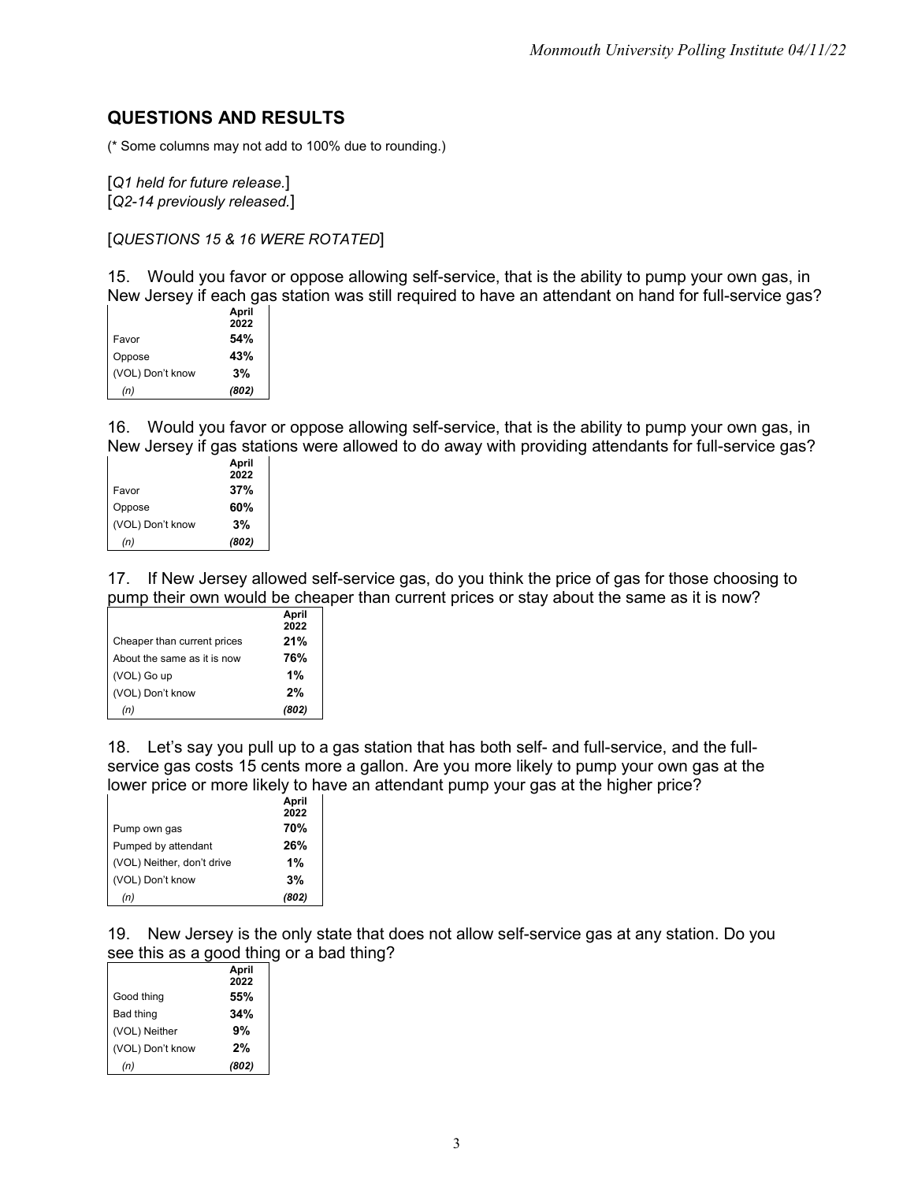## QUESTIONS AND RESULTS

(* Some columns may not add to 100% due to rounding.)

[*Q1 held for future release.*]
[*Q2-14 previously released.*]

[*QUESTIONS 15 & 16 WERE ROTATED*]

15. Would you favor or oppose allowing self-service, that is the ability to pump your own gas, in New Jersey if each gas station was still required to have an attendant on hand for full-service gas?

| | April 2022 |
|---|---|
| Favor | **54%** |
| Oppose | **43%** |
| (VOL) Don't know | **3%** |
| *(n)* | ***(802)*** |

16. Would you favor or oppose allowing self-service, that is the ability to pump your own gas, in New Jersey if gas stations were allowed to do away with providing attendants for full-service gas?

| | April 2022 |
|---|---|
| Favor | **37%** |
| Oppose | **60%** |
| (VOL) Don't know | **3%** |
| *(n)* | ***(802)*** |

17. If New Jersey allowed self-service gas, do you think the price of gas for those choosing to pump their own would be cheaper than current prices or stay about the same as it is now?

| | April 2022 |
|---|---|
| Cheaper than current prices | **21%** |
| About the same as it is now | **76%** |
| (VOL) Go up | **1%** |
| (VOL) Don't know | **2%** |
| *(n)* | ***(802)*** |

18. Let's say you pull up to a gas station that has both self- and full-service, and the full-service gas costs 15 cents more a gallon. Are you more likely to pump your own gas at the lower price or more likely to have an attendant pump your gas at the higher price?

| | April 2022 |
|---|---|
| Pump own gas | **70%** |
| Pumped by attendant | **26%** |
| (VOL) Neither, don't drive | **1%** |
| (VOL) Don't know | **3%** |
| *(n)* | ***(802)*** |

19. New Jersey is the only state that does not allow self-service gas at any station. Do you see this as a good thing or a bad thing?

| | April 2022 |
|---|---|
| Good thing | **55%** |
| Bad thing | **34%** |
| (VOL) Neither | **9%** |
| (VOL) Don't know | **2%** |
| *(n)* | ***(802)*** |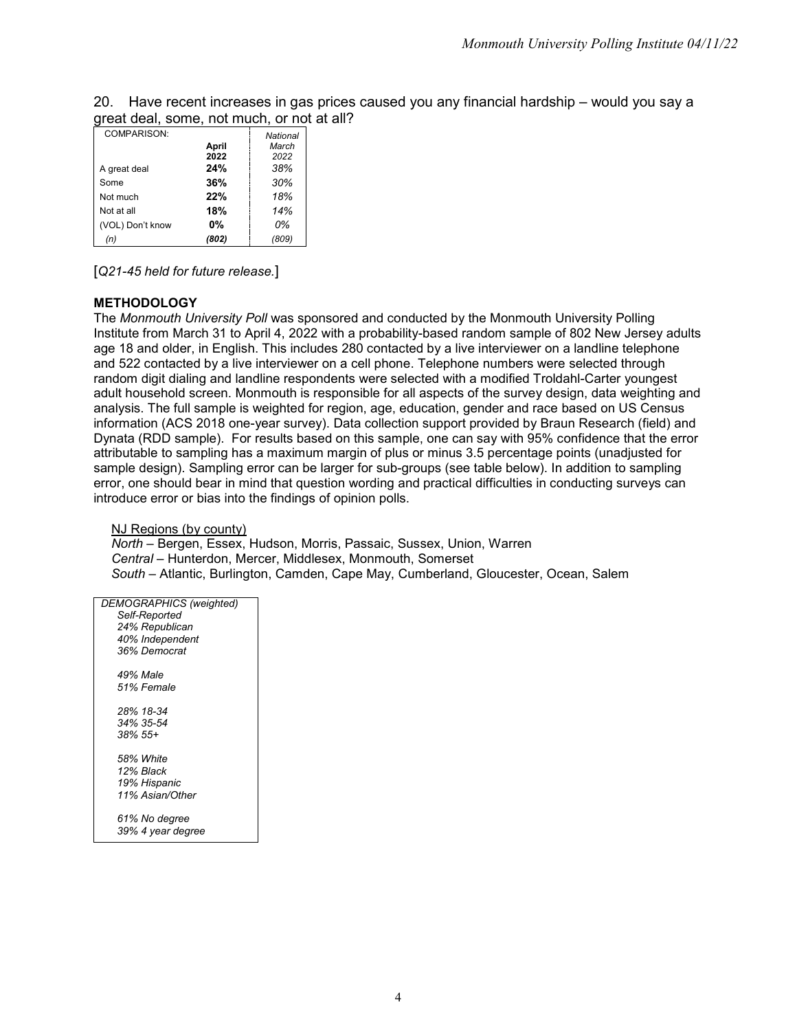20. Have recent increases in gas prices caused you any financial hardship – would you say a great deal, some, not much, or not at all?

| COMPARISON: | April 2022 | *National March 2022* |
|---|---|---|
| A great deal | **24%** | *38%* |
| Some | **36%** | *30%* |
| Not much | **22%** | *18%* |
| Not at all | **18%** | *14%* |
| (VOL) Don't know | **0%** | *0%* |
| *(n)* | ***(802)*** | *(809)* |

[*Q21-45 held for future release.*]

**METHODOLOGY**

The *Monmouth University Poll* was sponsored and conducted by the Monmouth University Polling Institute from March 31 to April 4, 2022 with a probability-based random sample of 802 New Jersey adults age 18 and older, in English. This includes 280 contacted by a live interviewer on a landline telephone and 522 contacted by a live interviewer on a cell phone. Telephone numbers were selected through random digit dialing and landline respondents were selected with a modified Troldahl-Carter youngest adult household screen. Monmouth is responsible for all aspects of the survey design, data weighting and analysis. The full sample is weighted for region, age, education, gender and race based on US Census information (ACS 2018 one-year survey). Data collection support provided by Braun Research (field) and Dynata (RDD sample). For results based on this sample, one can say with 95% confidence that the error attributable to sampling has a maximum margin of plus or minus 3.5 percentage points (unadjusted for sample design). Sampling error can be larger for sub-groups (see table below). In addition to sampling error, one should bear in mind that question wording and practical difficulties in conducting surveys can introduce error or bias into the findings of opinion polls.

NJ Regions (by county)

*North* – Bergen, Essex, Hudson, Morris, Passaic, Sussex, Union, Warren
*Central* – Hunterdon, Mercer, Middlesex, Monmouth, Somerset
*South* – Atlantic, Burlington, Camden, Cape May, Cumberland, Gloucester, Ocean, Salem

*DEMOGRAPHICS (weighted)*

*Self-Reported*
*24% Republican*
*40% Independent*
*36% Democrat*

*49% Male*
*51% Female*

*28% 18-34*
*34% 35-54*
*38% 55+*

*58% White*
*12% Black*
*19% Hispanic*
*11% Asian/Other*

*61% No degree*
*39% 4 year degree*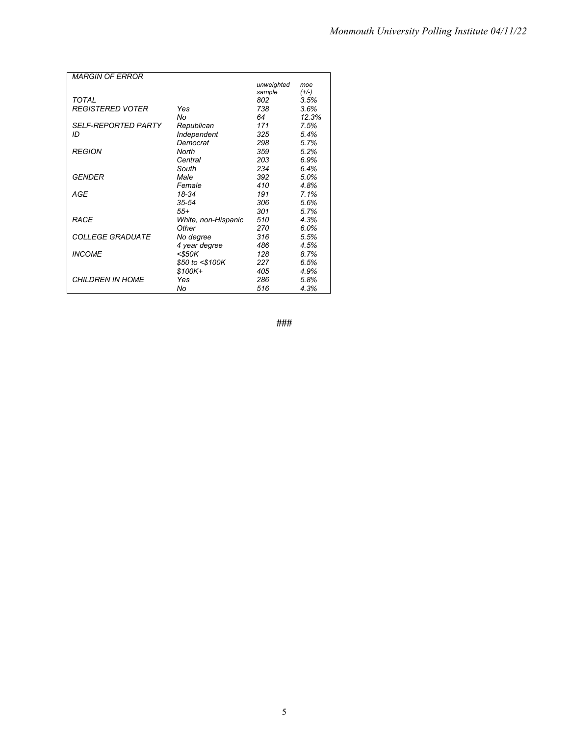| *MARGIN OF ERROR* | | | |
|---|---|---|---|
| | | *unweighted sample* | *moe (+/-)* |
| *TOTAL* | | *802* | *3.5%* |
| *REGISTERED VOTER* | *Yes* | *738* | *3.6%* |
| | *No* | *64* | *12.3%* |
| *SELF-REPORTED PARTY ID* | *Republican* | *171* | *7.5%* |
| | *Independent* | *325* | *5.4%* |
| | *Democrat* | *298* | *5.7%* |
| *REGION* | *North* | *359* | *5.2%* |
| | *Central* | *203* | *6.9%* |
| | *South* | *234* | *6.4%* |
| *GENDER* | *Male* | *392* | *5.0%* |
| | *Female* | *410* | *4.8%* |
| *AGE* | *18-34* | *191* | *7.1%* |
| | *35-54* | *306* | *5.6%* |
| | *55+* | *301* | *5.7%* |
| *RACE* | *White, non-Hispanic* | *510* | *4.3%* |
| | *Other* | *270* | *6.0%* |
| *COLLEGE GRADUATE* | *No degree* | *316* | *5.5%* |
| | *4 year degree* | *486* | *4.5%* |
| *INCOME* | *<$50K* | *128* | *8.7%* |
| | *$50 to <$100K* | *227* | *6.5%* |
| | *$100K+* | *405* | *4.9%* |
| *CHILDREN IN HOME* | *Yes* | *286* | *5.8%* |
| | *No* | *516* | *4.3%* |

###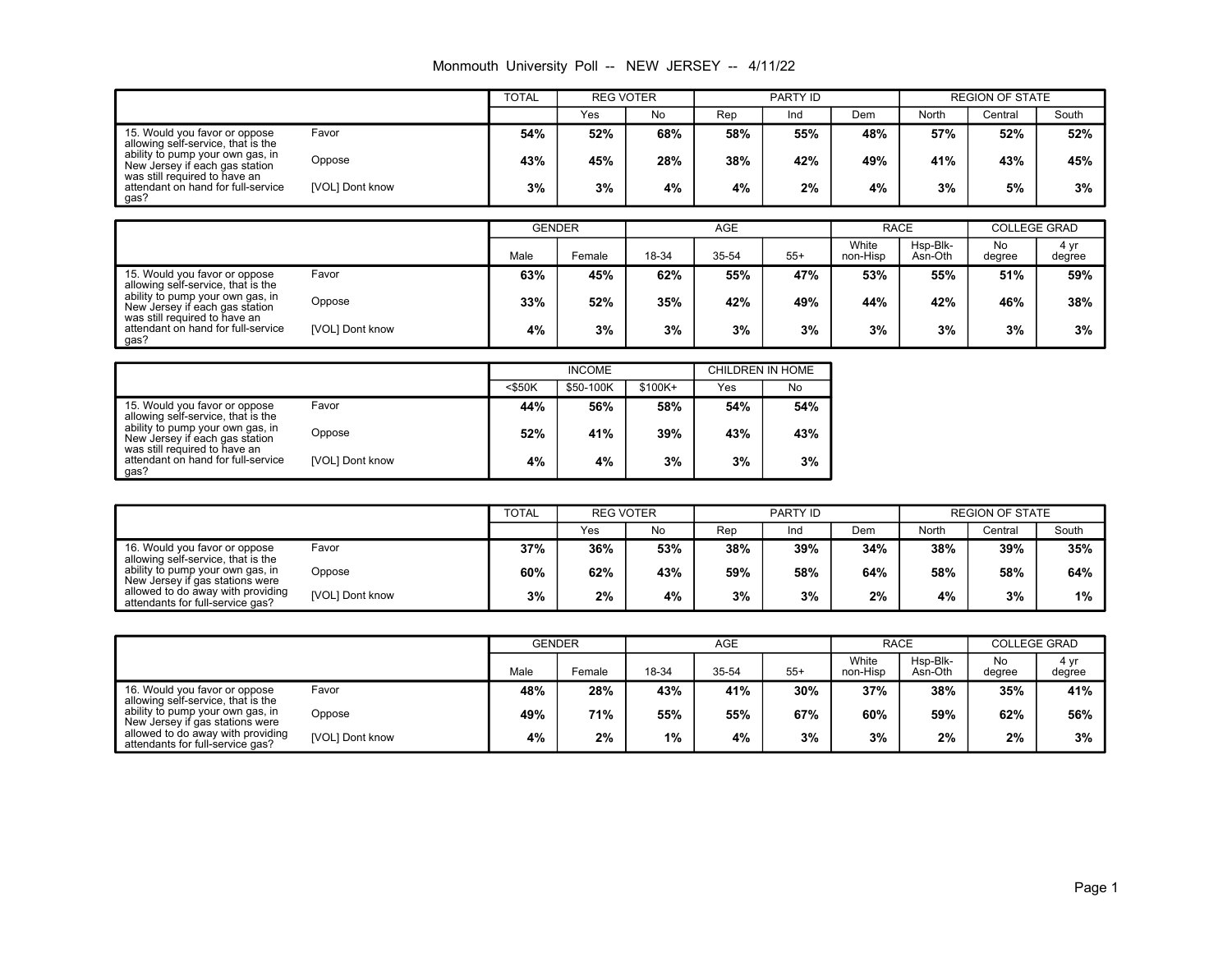# Monmouth University Poll -- NEW JERSEY -- 4/11/22

| | | TOTAL | REG VOTER | | PARTY ID | | | REGION OF STATE | | |
|---|---|---|---|---|---|---|---|---|---|---|
| | | | Yes | No | Rep | Ind | Dem | North | Central | South |
| 15. Would you favor or oppose allowing self-service, that is the ability to pump your own gas, in New Jersey if each gas station was still required to have an attendant on hand for full-service gas? | Favor | 54% | 52% | 68% | 58% | 55% | 48% | 57% | 52% | 52% |
| | Oppose | 43% | 45% | 28% | 38% | 42% | 49% | 41% | 43% | 45% |
| | [VOL] Dont know | 3% | 3% | 4% | 4% | 2% | 4% | 3% | 5% | 3% |

| | | GENDER | | AGE | | | RACE | | COLLEGE GRAD | |
|---|---|---|---|---|---|---|---|---|---|---|
| | | Male | Female | 18-34 | 35-54 | 55+ | White non-Hisp | Hsp-Blk-Asn-Oth | No degree | 4 yr degree |
| 15. Would you favor or oppose allowing self-service, that is the ability to pump your own gas, in New Jersey if each gas station was still required to have an attendant on hand for full-service gas? | Favor | 63% | 45% | 62% | 55% | 47% | 53% | 55% | 51% | 59% |
| | Oppose | 33% | 52% | 35% | 42% | 49% | 44% | 42% | 46% | 38% |
| | [VOL] Dont know | 4% | 3% | 3% | 3% | 3% | 3% | 3% | 3% | 3% |

| | | INCOME | | | CHILDREN IN HOME | |
|---|---|---|---|---|---|---|
| | | <$50K | $50-100K | $100K+ | Yes | No |
| 15. Would you favor or oppose allowing self-service, that is the ability to pump your own gas, in New Jersey if each gas station was still required to have an attendant on hand for full-service gas? | Favor | 44% | 56% | 58% | 54% | 54% |
| | Oppose | 52% | 41% | 39% | 43% | 43% |
| | [VOL] Dont know | 4% | 4% | 3% | 3% | 3% |

| | | TOTAL | REG VOTER | | PARTY ID | | | REGION OF STATE | | |
|---|---|---|---|---|---|---|---|---|---|---|
| | | | Yes | No | Rep | Ind | Dem | North | Central | South |
| 16. Would you favor or oppose allowing self-service, that is the ability to pump your own gas, in New Jersey if gas stations were allowed to do away with providing attendants for full-service gas? | Favor | 37% | 36% | 53% | 38% | 39% | 34% | 38% | 39% | 35% |
| | Oppose | 60% | 62% | 43% | 59% | 58% | 64% | 58% | 58% | 64% |
| | [VOL] Dont know | 3% | 2% | 4% | 3% | 3% | 2% | 4% | 3% | 1% |

| | | GENDER | | AGE | | | RACE | | COLLEGE GRAD | |
|---|---|---|---|---|---|---|---|---|---|---|
| | | Male | Female | 18-34 | 35-54 | 55+ | White non-Hisp | Hsp-Blk-Asn-Oth | No degree | 4 yr degree |
| 16. Would you favor or oppose allowing self-service, that is the ability to pump your own gas, in New Jersey if gas stations were allowed to do away with providing attendants for full-service gas? | Favor | 48% | 28% | 43% | 41% | 30% | 37% | 38% | 35% | 41% |
| | Oppose | 49% | 71% | 55% | 55% | 67% | 60% | 59% | 62% | 56% |
| | [VOL] Dont know | 4% | 2% | 1% | 4% | 3% | 3% | 2% | 2% | 3% |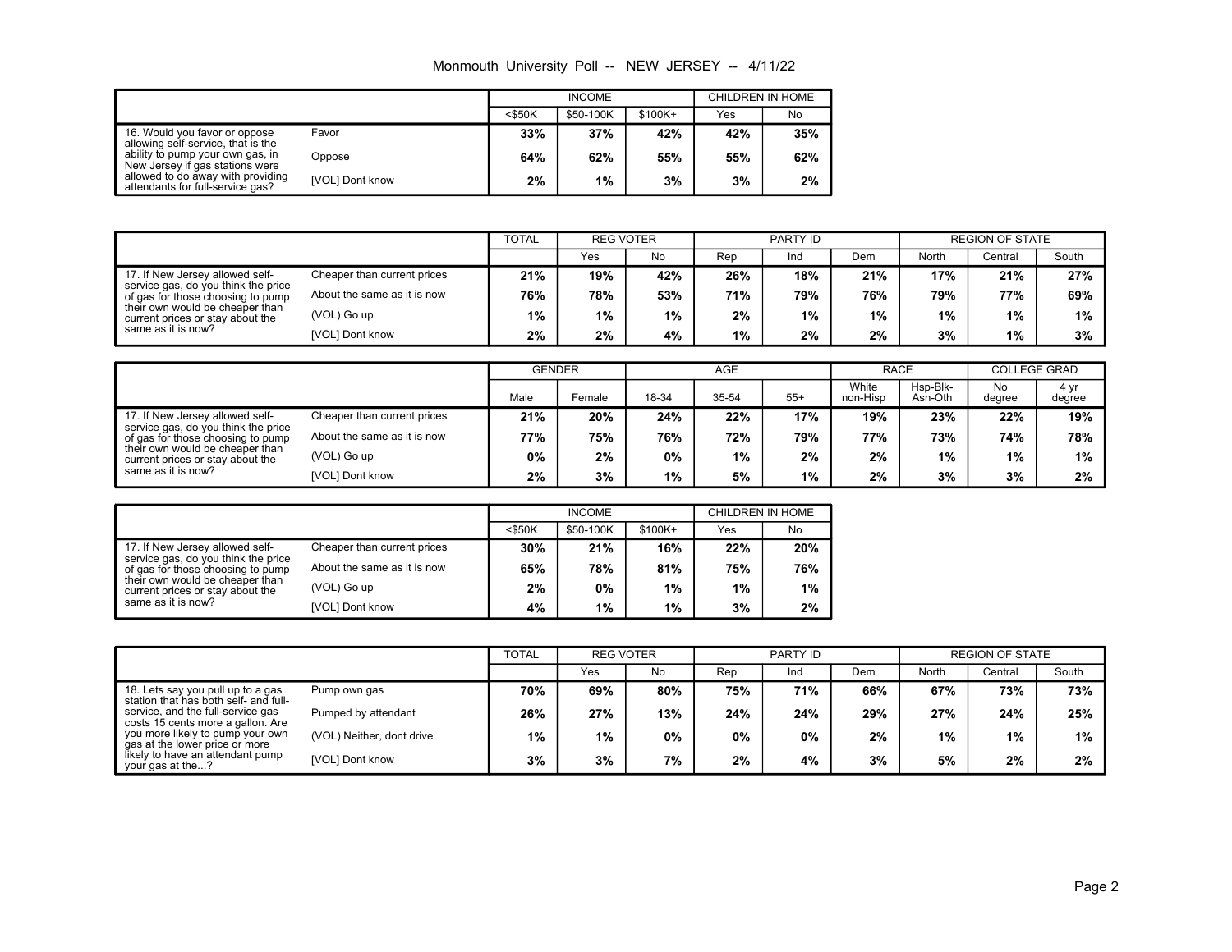Monmouth University Poll -- NEW JERSEY -- 4/11/22

| | | INCOME | | | CHILDREN IN HOME | |
|---|---|---|---|---|---|---|
| | | <$50K | $50-100K | $100K+ | Yes | No |
| 16. Would you favor or oppose allowing self-service, that is the ability to pump your own gas, in New Jersey if gas stations were allowed to do away with providing attendants for full-service gas? | Favor | **33%** | **37%** | **42%** | **42%** | **35%** |
| | Oppose | **64%** | **62%** | **55%** | **55%** | **62%** |
| | [VOL] Dont know | **2%** | **1%** | **3%** | **3%** | **2%** |

| | | TOTAL | REG VOTER | | PARTY ID | | | REGION OF STATE | | |
|---|---|---|---|---|---|---|---|---|---|---|
| | | | Yes | No | Rep | Ind | Dem | North | Central | South |
| 17. If New Jersey allowed self-service gas, do you think the price of gas for those choosing to pump their own would be cheaper than current prices or stay about the same as it is now? | Cheaper than current prices | **21%** | **19%** | **42%** | **26%** | **18%** | **21%** | **17%** | **21%** | **27%** |
| | About the same as it is now | **76%** | **78%** | **53%** | **71%** | **79%** | **76%** | **79%** | **77%** | **69%** |
| | (VOL) Go up | **1%** | **1%** | **1%** | **2%** | **1%** | **1%** | **1%** | **1%** | **1%** |
| | [VOL] Dont know | **2%** | **2%** | **4%** | **1%** | **2%** | **2%** | **3%** | **1%** | **3%** |

| | | GENDER | | AGE | | | RACE | | COLLEGE GRAD | |
|---|---|---|---|---|---|---|---|---|---|---|
| | | Male | Female | 18-34 | 35-54 | 55+ | White non-Hisp | Hsp-Blk-Asn-Oth | No degree | 4 yr degree |
| 17. If New Jersey allowed self-service gas, do you think the price of gas for those choosing to pump their own would be cheaper than current prices or stay about the same as it is now? | Cheaper than current prices | **21%** | **20%** | **24%** | **22%** | **17%** | **19%** | **23%** | **22%** | **19%** |
| | About the same as it is now | **77%** | **75%** | **76%** | **72%** | **79%** | **77%** | **73%** | **74%** | **78%** |
| | (VOL) Go up | **0%** | **2%** | **0%** | **1%** | **2%** | **2%** | **1%** | **1%** | **1%** |
| | [VOL] Dont know | **2%** | **3%** | **1%** | **5%** | **1%** | **2%** | **3%** | **3%** | **2%** |

| | | INCOME | | | CHILDREN IN HOME | |
|---|---|---|---|---|---|---|
| | | <$50K | $50-100K | $100K+ | Yes | No |
| 17. If New Jersey allowed self-service gas, do you think the price of gas for those choosing to pump their own would be cheaper than current prices or stay about the same as it is now? | Cheaper than current prices | **30%** | **21%** | **16%** | **22%** | **20%** |
| | About the same as it is now | **65%** | **78%** | **81%** | **75%** | **76%** |
| | (VOL) Go up | **2%** | **0%** | **1%** | **1%** | **1%** |
| | [VOL] Dont know | **4%** | **1%** | **1%** | **3%** | **2%** |

| | | TOTAL | REG VOTER | | PARTY ID | | | REGION OF STATE | | |
|---|---|---|---|---|---|---|---|---|---|---|
| | | | Yes | No | Rep | Ind | Dem | North | Central | South |
| 18. Lets say you pull up to a gas station that has both self- and full-service, and the full-service gas costs 15 cents more a gallon. Are you more likely to pump your own gas at the lower price or more likely to have an attendant pump your gas at the...? | Pump own gas | **70%** | **69%** | **80%** | **75%** | **71%** | **66%** | **67%** | **73%** | **73%** |
| | Pumped by attendant | **26%** | **27%** | **13%** | **24%** | **24%** | **29%** | **27%** | **24%** | **25%** |
| | (VOL) Neither, dont drive | **1%** | **1%** | **0%** | **0%** | **0%** | **2%** | **1%** | **1%** | **1%** |
| | [VOL] Dont know | **3%** | **3%** | **7%** | **2%** | **4%** | **3%** | **5%** | **2%** | **2%** |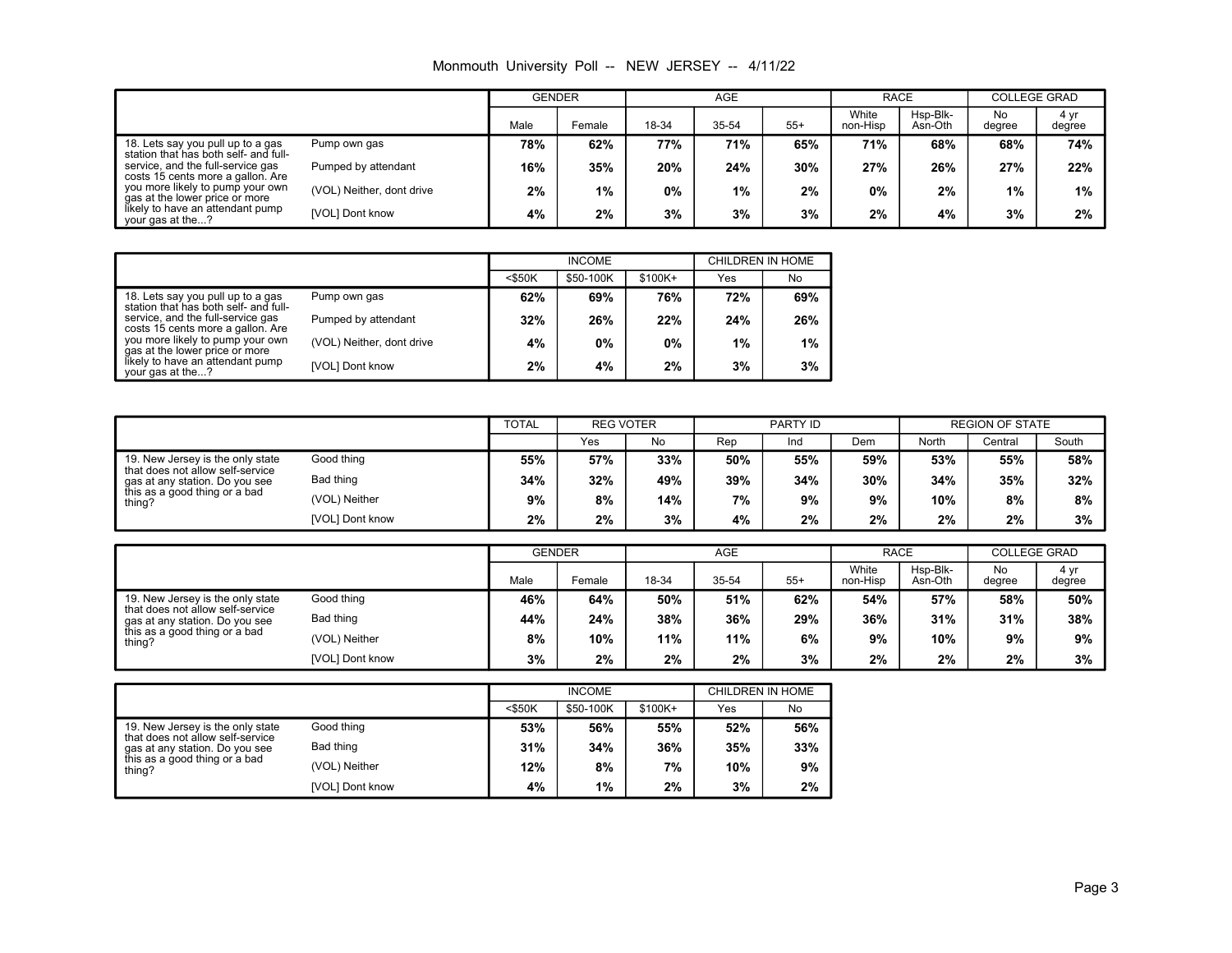Monmouth University Poll -- NEW JERSEY -- 4/11/22

| | | GENDER | | AGE | | | RACE | | COLLEGE GRAD | |
|---|---|---|---|---|---|---|---|---|---|---|
| | | Male | Female | 18-34 | 35-54 | 55+ | White non-Hisp | Hsp-Blk-Asn-Oth | No degree | 4 yr degree |
| 18. Lets say you pull up to a gas station that has both self- and full-service, and the full-service gas costs 15 cents more a gallon. Are you more likely to pump your own gas at the lower price or more likely to have an attendant pump your gas at the...? | Pump own gas | **78%** | **62%** | **77%** | **71%** | **65%** | **71%** | **68%** | **68%** | **74%** |
| | Pumped by attendant | **16%** | **35%** | **20%** | **24%** | **30%** | **27%** | **26%** | **27%** | **22%** |
| | (VOL) Neither, dont drive | **2%** | **1%** | **0%** | **1%** | **2%** | **0%** | **2%** | **1%** | **1%** |
| | [VOL] Dont know | **4%** | **2%** | **3%** | **3%** | **3%** | **2%** | **4%** | **3%** | **2%** |

| | | INCOME | | | CHILDREN IN HOME | |
|---|---|---|---|---|---|---|
| | | <$50K | $50-100K | $100K+ | Yes | No |
| 18. Lets say you pull up to a gas station that has both self- and full-service, and the full-service gas costs 15 cents more a gallon. Are you more likely to pump your own gas at the lower price or more likely to have an attendant pump your gas at the...? | Pump own gas | **62%** | **69%** | **76%** | **72%** | **69%** |
| | Pumped by attendant | **32%** | **26%** | **22%** | **24%** | **26%** |
| | (VOL) Neither, dont drive | **4%** | **0%** | **0%** | **1%** | **1%** |
| | [VOL] Dont know | **2%** | **4%** | **2%** | **3%** | **3%** |

| | | TOTAL | REG VOTER | | PARTY ID | | | REGION OF STATE | | |
|---|---|---|---|---|---|---|---|---|---|---|
| | | | Yes | No | Rep | Ind | Dem | North | Central | South |
| 19. New Jersey is the only state that does not allow self-service gas at any station. Do you see this as a good thing or a bad thing? | Good thing | **55%** | **57%** | **33%** | **50%** | **55%** | **59%** | **53%** | **55%** | **58%** |
| | Bad thing | **34%** | **32%** | **49%** | **39%** | **34%** | **30%** | **34%** | **35%** | **32%** |
| | (VOL) Neither | **9%** | **8%** | **14%** | **7%** | **9%** | **9%** | **10%** | **8%** | **8%** |
| | [VOL] Dont know | **2%** | **2%** | **3%** | **4%** | **2%** | **2%** | **2%** | **2%** | **3%** |

| | | GENDER | | AGE | | | RACE | | COLLEGE GRAD | |
|---|---|---|---|---|---|---|---|---|---|---|
| | | Male | Female | 18-34 | 35-54 | 55+ | White non-Hisp | Hsp-Blk-Asn-Oth | No degree | 4 yr degree |
| 19. New Jersey is the only state that does not allow self-service gas at any station. Do you see this as a good thing or a bad thing? | Good thing | **46%** | **64%** | **50%** | **51%** | **62%** | **54%** | **57%** | **58%** | **50%** |
| | Bad thing | **44%** | **24%** | **38%** | **36%** | **29%** | **36%** | **31%** | **31%** | **38%** |
| | (VOL) Neither | **8%** | **10%** | **11%** | **11%** | **6%** | **9%** | **10%** | **9%** | **9%** |
| | [VOL] Dont know | **3%** | **2%** | **2%** | **2%** | **3%** | **2%** | **2%** | **2%** | **3%** |

| | | INCOME | | | CHILDREN IN HOME | |
|---|---|---|---|---|---|---|
| | | <$50K | $50-100K | $100K+ | Yes | No |
| 19. New Jersey is the only state that does not allow self-service gas at any station. Do you see this as a good thing or a bad thing? | Good thing | **53%** | **56%** | **55%** | **52%** | **56%** |
| | Bad thing | **31%** | **34%** | **36%** | **35%** | **33%** |
| | (VOL) Neither | **12%** | **8%** | **7%** | **10%** | **9%** |
| | [VOL] Dont know | **4%** | **1%** | **2%** | **3%** | **2%** |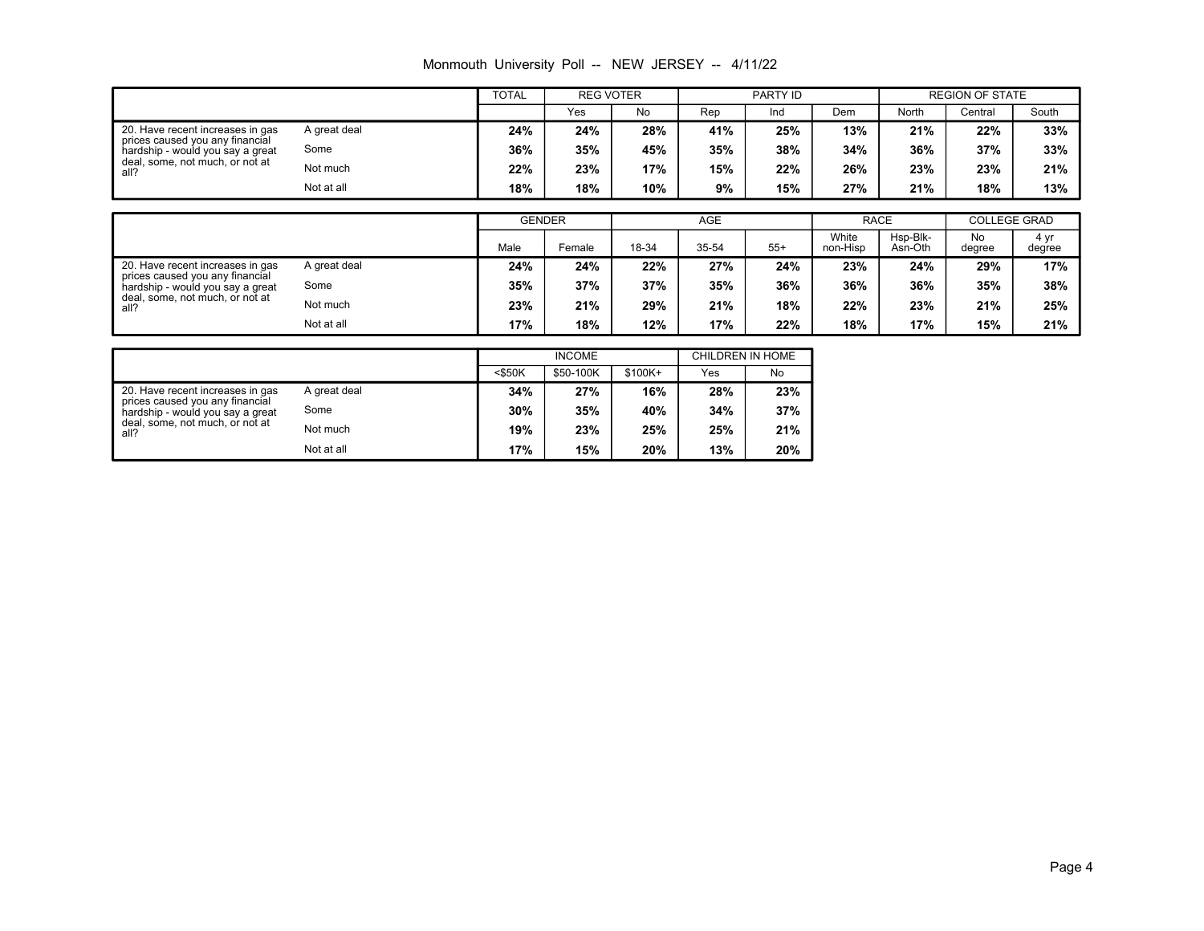Monmouth University Poll -- NEW JERSEY -- 4/11/22

| | | TOTAL | REG VOTER | | PARTY ID | | | REGION OF STATE | | |
|---|---|---|---|---|---|---|---|---|---|---|
| | | | Yes | No | Rep | Ind | Dem | North | Central | South |
| 20. Have recent increases in gas prices caused you any financial hardship - would you say a great deal, some, not much, or not at all? | A great deal | **24%** | **24%** | **28%** | **41%** | **25%** | **13%** | **21%** | **22%** | **33%** |
| | Some | **36%** | **35%** | **45%** | **35%** | **38%** | **34%** | **36%** | **37%** | **33%** |
| | Not much | **22%** | **23%** | **17%** | **15%** | **22%** | **26%** | **23%** | **23%** | **21%** |
| | Not at all | **18%** | **18%** | **10%** | **9%** | **15%** | **27%** | **21%** | **18%** | **13%** |

| | | GENDER | | AGE | | | RACE | | COLLEGE GRAD | |
|---|---|---|---|---|---|---|---|---|---|---|
| | | Male | Female | 18-34 | 35-54 | 55+ | White non-Hisp | Hsp-Blk-Asn-Oth | No degree | 4 yr degree |
| 20. Have recent increases in gas prices caused you any financial hardship - would you say a great deal, some, not much, or not at all? | A great deal | **24%** | **24%** | **22%** | **27%** | **24%** | **23%** | **24%** | **29%** | **17%** |
| | Some | **35%** | **37%** | **37%** | **35%** | **36%** | **36%** | **36%** | **35%** | **38%** |
| | Not much | **23%** | **21%** | **29%** | **21%** | **18%** | **22%** | **23%** | **21%** | **25%** |
| | Not at all | **17%** | **18%** | **12%** | **17%** | **22%** | **18%** | **17%** | **15%** | **21%** |

| | | INCOME | | | CHILDREN IN HOME | |
|---|---|---|---|---|---|---|
| | | <$50K | $50-100K | $100K+ | Yes | No |
| 20. Have recent increases in gas prices caused you any financial hardship - would you say a great deal, some, not much, or not at all? | A great deal | **34%** | **27%** | **16%** | **28%** | **23%** |
| | Some | **30%** | **35%** | **40%** | **34%** | **37%** |
| | Not much | **19%** | **23%** | **25%** | **25%** | **21%** |
| | Not at all | **17%** | **15%** | **20%** | **13%** | **20%** |